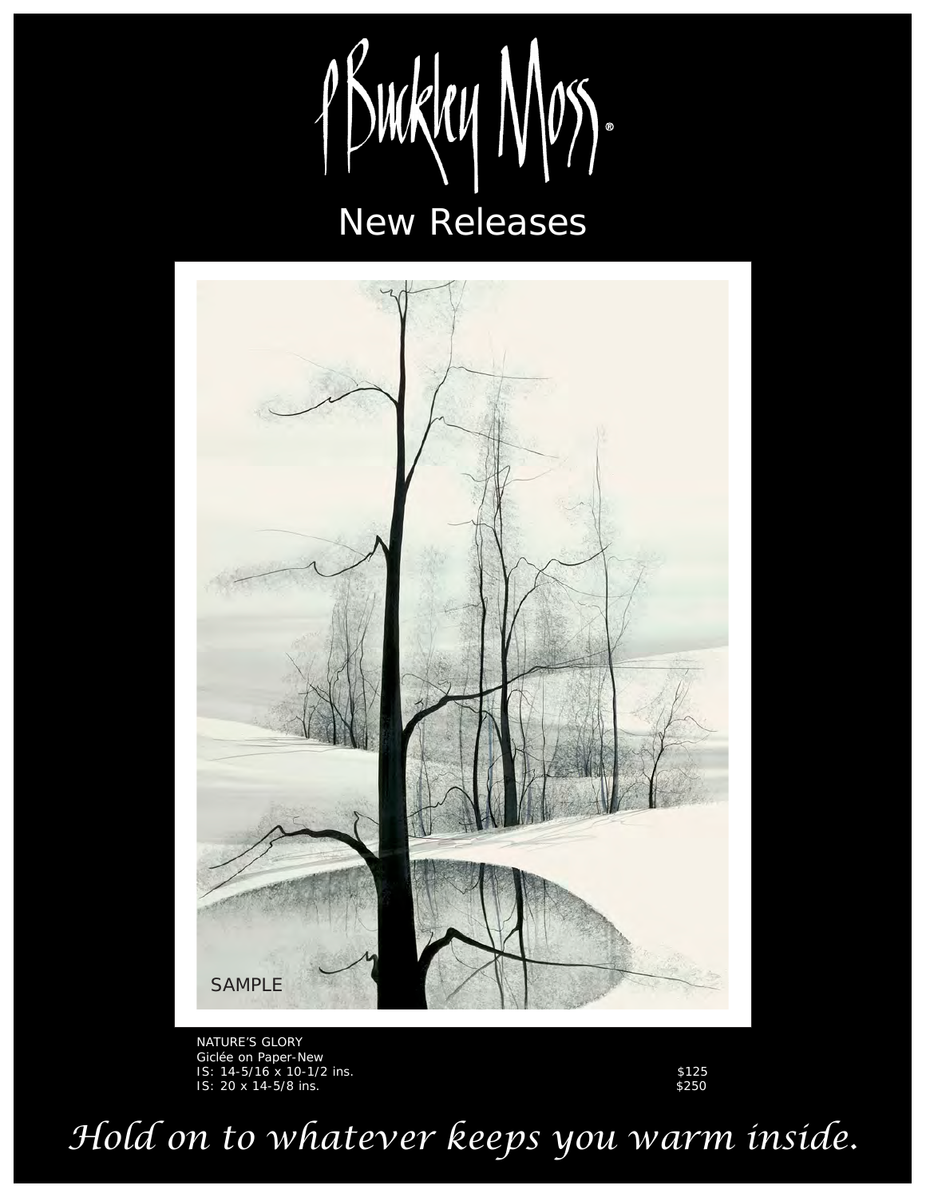# P Buckley Moss®

## New Releases

SAMPLE

NATURE'S GLORY
Giclée on Paper-New

| | |
|---|---|
| IS: 14-5/16 x 10-1/2 ins. | $125 |
| IS: 20 x 14-5/8 ins. | $250 |

*Hold on to whatever keeps you warm inside.*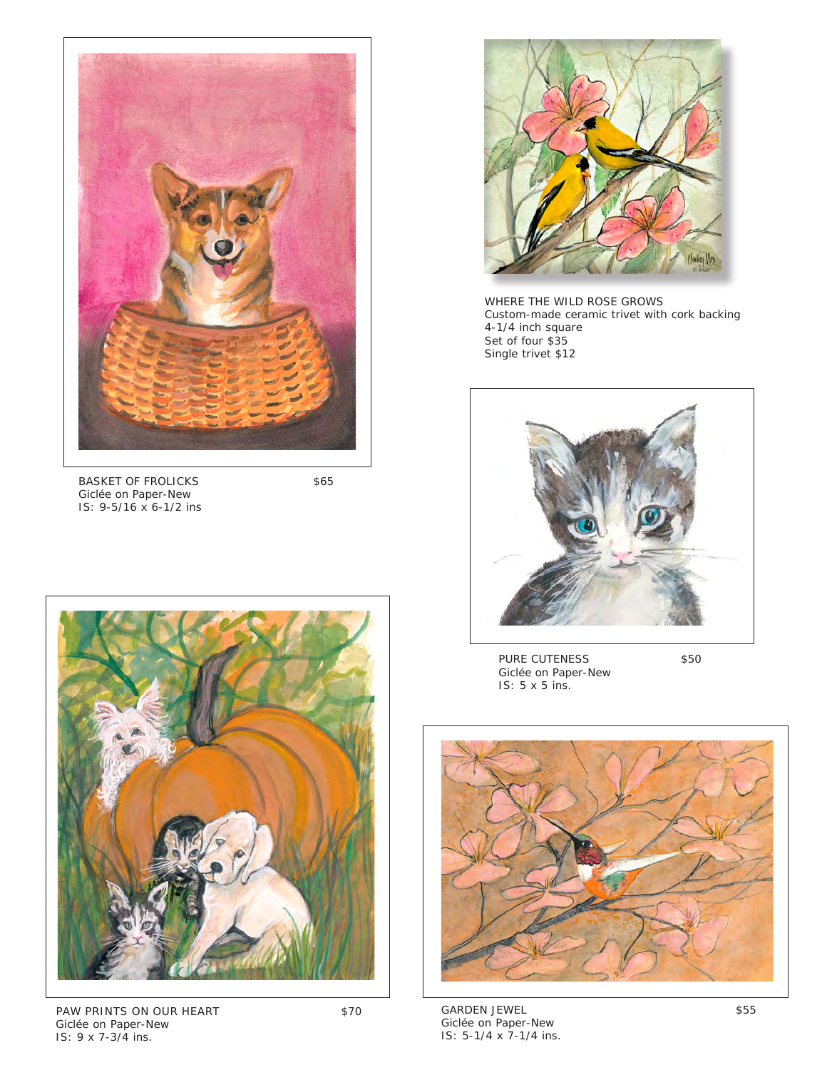BASKET OF FROLICKS $65
Giclée on Paper-New
IS: 9-5/16 x 6-1/2 ins

WHERE THE WILD ROSE GROWS
Custom-made ceramic trivet with cork backing
4-1/4 inch square
Set of four $35
Single trivet $12

PURE CUTENESS $50
Giclée on Paper-New
IS: 5 x 5 ins.

PAW PRINTS ON OUR HEART $70
Giclée on Paper-New
IS: 9 x 7-3/4 ins.

GARDEN JEWEL $55
Giclée on Paper-New
IS: 5-1/4 x 7-1/4 ins.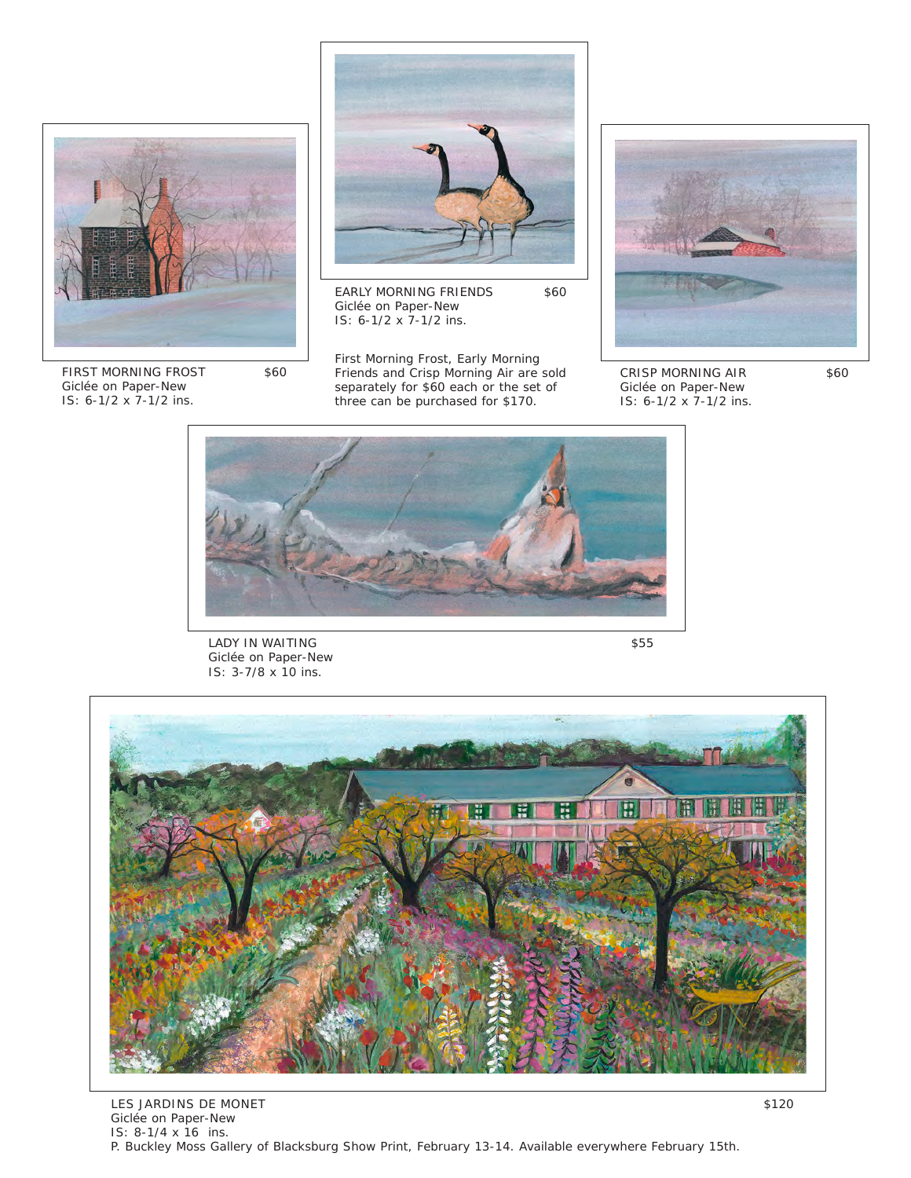FIRST MORNING FROST $60
Giclée on Paper-New
IS: 6-1/2 x 7-1/2 ins.

EARLY MORNING FRIENDS $60
Giclée on Paper-New
IS: 6-1/2 x 7-1/2 ins.

First Morning Frost, Early Morning Friends and Crisp Morning Air are sold separately for $60 each or the set of three can be purchased for $170.

CRISP MORNING AIR $60
Giclée on Paper-New
IS: 6-1/2 x 7-1/2 ins.

LADY IN WAITING $55
Giclée on Paper-New
IS: 3-7/8 x 10 ins.

LES JARDINS DE MONET $120
Giclée on Paper-New
IS: 8-1/4 x 16 ins.
P. Buckley Moss Gallery of Blacksburg Show Print, February 13-14. Available everywhere February 15th.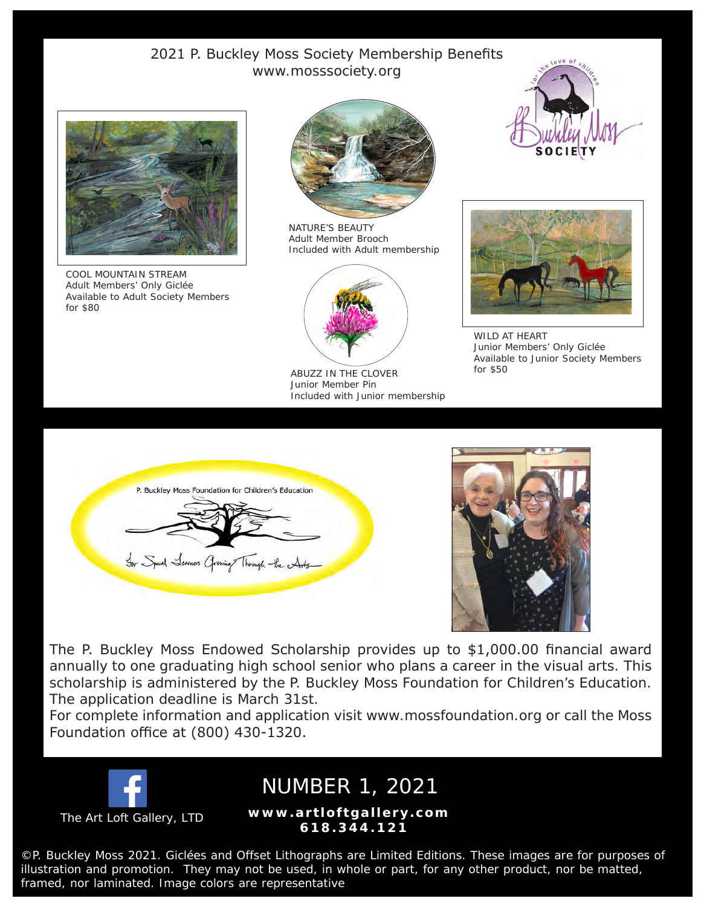## 2021 P. Buckley Moss Society Membership Benefits

www.mosssociety.org

COOL MOUNTAIN STREAM
Adult Members' Only Giclée
Available to Adult Society Members for $80

NATURE'S BEAUTY
Adult Member Brooch
Included with Adult membership

ABUZZ IN THE CLOVER
Junior Member Pin
Included with Junior membership

WILD AT HEART
Junior Members' Only Giclée
Available to Junior Society Members for $50

P. Buckley Moss Foundation for Children's Education

For Special Learners Growing Through the Arts

The P. Buckley Moss Endowed Scholarship provides up to $1,000.00 financial award annually to one graduating high school senior who plans a career in the visual arts. This scholarship is administered by the P. Buckley Moss Foundation for Children's Education. The application deadline is March 31st.

For complete information and application visit www.mossfoundation.org or call the Moss Foundation office at (800) 430-1320.

The Art Loft Gallery, LTD

## NUMBER 1, 2021

**www.artloftgallery.com**
**618.344.121**

©P. Buckley Moss 2021. Giclées and Offset Lithographs are Limited Editions. These images are for purposes of illustration and promotion. They may not be used, in whole or part, for any other product, nor be matted, framed, nor laminated. Image colors are representative